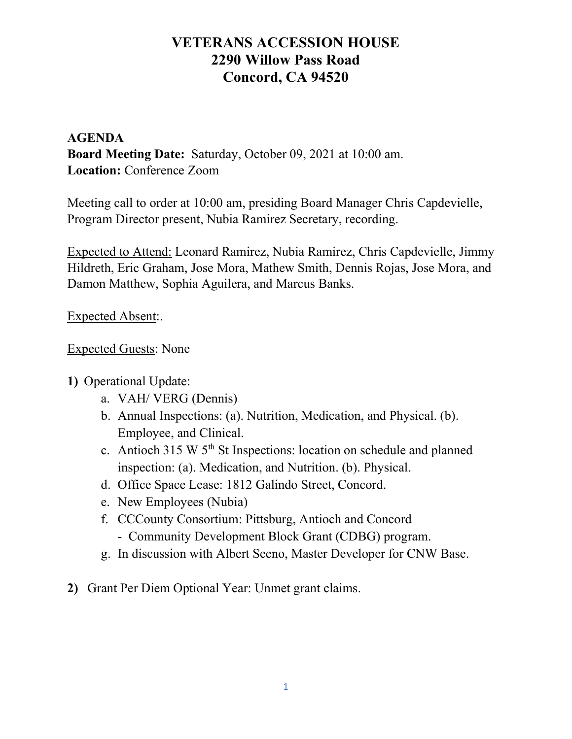# VETERANS ACCESSION HOUSE
# 2290 Willow Pass Road
# Concord, CA 94520

**AGENDA**
**Board Meeting Date:** Saturday, October 09, 2021 at 10:00 am.
**Location:** Conference Zoom

Meeting call to order at 10:00 am, presiding Board Manager Chris Capdevielle, Program Director present, Nubia Ramirez Secretary, recording.

Expected to Attend: Leonard Ramirez, Nubia Ramirez, Chris Capdevielle, Jimmy Hildreth, Eric Graham, Jose Mora, Mathew Smith, Dennis Rojas, Jose Mora, and Damon Matthew, Sophia Aguilera, and Marcus Banks.

Expected Absent:.

Expected Guests: None

**1)** Operational Update:
   a. VAH/ VERG (Dennis)
   b. Annual Inspections: (a). Nutrition, Medication, and Physical. (b). Employee, and Clinical.
   c. Antioch 315 W 5th St Inspections: location on schedule and planned inspection: (a). Medication, and Nutrition. (b). Physical.
   d. Office Space Lease: 1812 Galindo Street, Concord.
   e. New Employees (Nubia)
   f. CCCounty Consortium: Pittsburg, Antioch and Concord
      - Community Development Block Grant (CDBG) program.
   g. In discussion with Albert Seeno, Master Developer for CNW Base.

**2)** Grant Per Diem Optional Year: Unmet grant claims.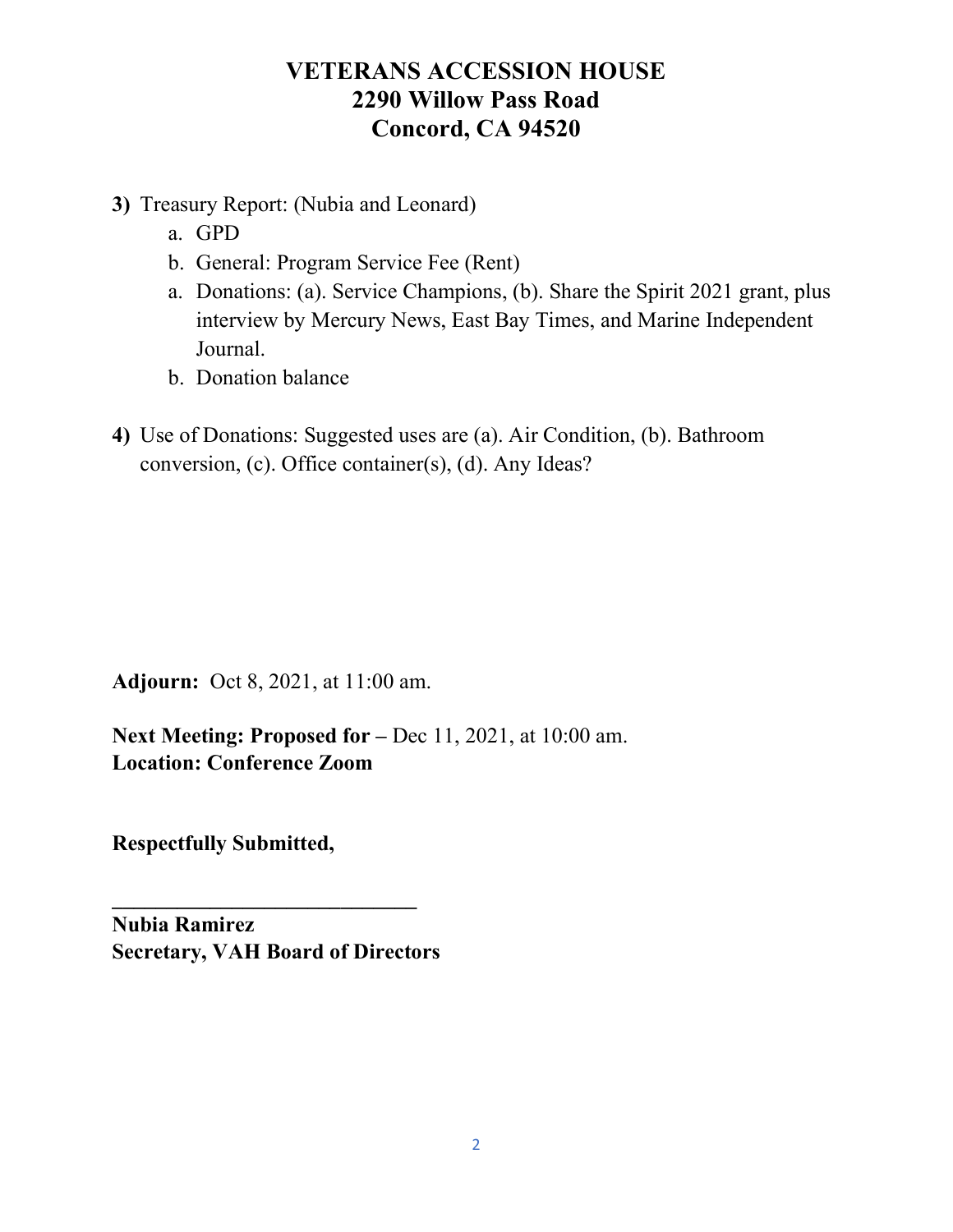# VETERANS ACCESSION HOUSE
# 2290 Willow Pass Road
# Concord, CA 94520

**3)** Treasury Report: (Nubia and Leonard)

   a. GPD
   b. General: Program Service Fee (Rent)
   a. Donations: (a). Service Champions, (b). Share the Spirit 2021 grant, plus interview by Mercury News, East Bay Times, and Marine Independent Journal.
   b. Donation balance

**4)** Use of Donations: Suggested uses are (a). Air Condition, (b). Bathroom conversion, (c). Office container(s), (d). Any Ideas?

**Adjourn:** Oct 8, 2021, at 11:00 am.

**Next Meeting: Proposed for –** Dec 11, 2021, at 10:00 am.
**Location: Conference Zoom**

**Respectfully Submitted,**

**\_\_\_\_\_\_\_\_\_\_\_\_\_\_\_\_\_\_\_\_\_\_\_\_\_\_\_\_\_\_**
**Nubia Ramirez**
**Secretary, VAH Board of Directors**